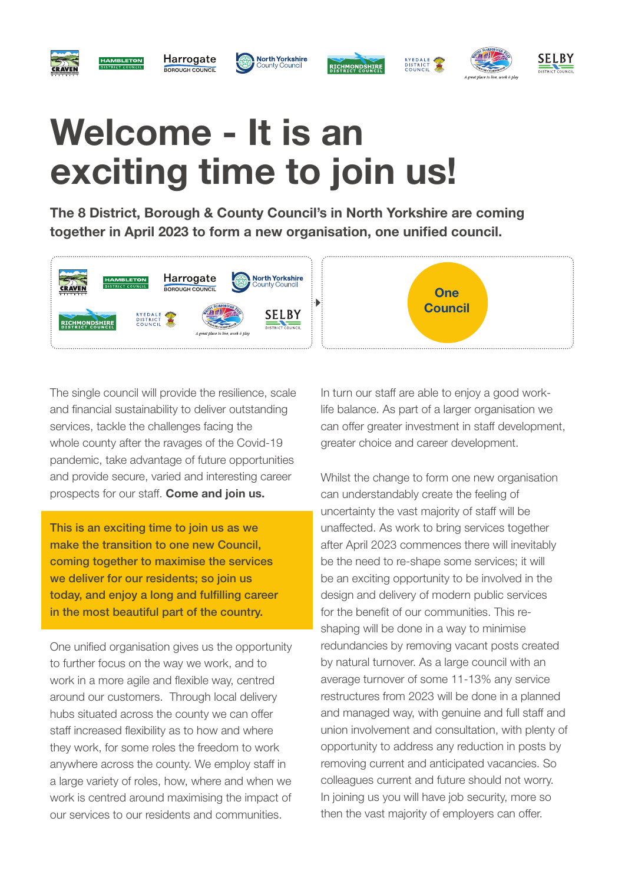# Welcome - It is an exciting time to join us!

**The 8 District, Borough & County Council's in North Yorkshire are coming together in April 2023 to form a new organisation, one unified council.**

One Council

The single council will provide the resilience, scale and financial sustainability to deliver outstanding services, tackle the challenges facing the whole county after the ravages of the Covid-19 pandemic, take advantage of future opportunities and provide secure, varied and interesting career prospects for our staff. **Come and join us.**

**This is an exciting time to join us as we make the transition to one new Council, coming together to maximise the services we deliver for our residents; so join us today, and enjoy a long and fulfilling career in the most beautiful part of the country.**

One unified organisation gives us the opportunity to further focus on the way we work, and to work in a more agile and flexible way, centred around our customers. Through local delivery hubs situated across the county we can offer staff increased flexibility as to how and where they work, for some roles the freedom to work anywhere across the county. We employ staff in a large variety of roles, how, where and when we work is centred around maximising the impact of our services to our residents and communities.

In turn our staff are able to enjoy a good work-life balance. As part of a larger organisation we can offer greater investment in staff development, greater choice and career development.

Whilst the change to form one new organisation can understandably create the feeling of uncertainty the vast majority of staff will be unaffected. As work to bring services together after April 2023 commences there will inevitably be the need to re-shape some services; it will be an exciting opportunity to be involved in the design and delivery of modern public services for the benefit of our communities. This re-shaping will be done in a way to minimise redundancies by removing vacant posts created by natural turnover. As a large council with an average turnover of some 11-13% any service restructures from 2023 will be done in a planned and managed way, with genuine and full staff and union involvement and consultation, with plenty of opportunity to address any reduction in posts by removing current and anticipated vacancies. So colleagues current and future should not worry. In joining us you will have job security, more so then the vast majority of employers can offer.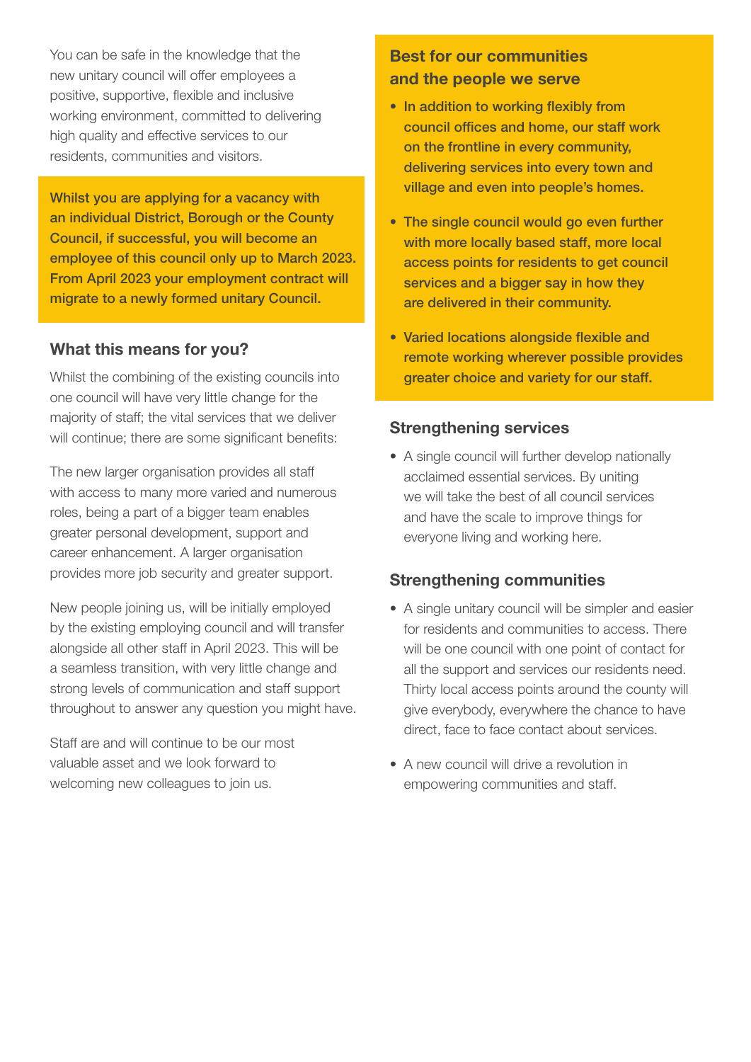You can be safe in the knowledge that the new unitary council will offer employees a positive, supportive, flexible and inclusive working environment, committed to delivering high quality and effective services to our residents, communities and visitors.

**Whilst you are applying for a vacancy with an individual District, Borough or the County Council, if successful, you will become an employee of this council only up to March 2023. From April 2023 your employment contract will migrate to a newly formed unitary Council.**

## What this means for you?

Whilst the combining of the existing councils into one council will have very little change for the majority of staff; the vital services that we deliver will continue; there are some significant benefits:

The new larger organisation provides all staff with access to many more varied and numerous roles, being a part of a bigger team enables greater personal development, support and career enhancement. A larger organisation provides more job security and greater support.

New people joining us, will be initially employed by the existing employing council and will transfer alongside all other staff in April 2023. This will be a seamless transition, with very little change and strong levels of communication and staff support throughout to answer any question you might have.

Staff are and will continue to be our most valuable asset and we look forward to welcoming new colleagues to join us.

## Best for our communities and the people we serve

- **In addition to working flexibly from council offices and home, our staff work on the frontline in every community, delivering services into every town and village and even into people's homes.**
- **The single council would go even further with more locally based staff, more local access points for residents to get council services and a bigger say in how they are delivered in their community.**
- **Varied locations alongside flexible and remote working wherever possible provides greater choice and variety for our staff.**

## Strengthening services

- A single council will further develop nationally acclaimed essential services. By uniting we will take the best of all council services and have the scale to improve things for everyone living and working here.

## Strengthening communities

- A single unitary council will be simpler and easier for residents and communities to access. There will be one council with one point of contact for all the support and services our residents need. Thirty local access points around the county will give everybody, everywhere the chance to have direct, face to face contact about services.
- A new council will drive a revolution in empowering communities and staff.